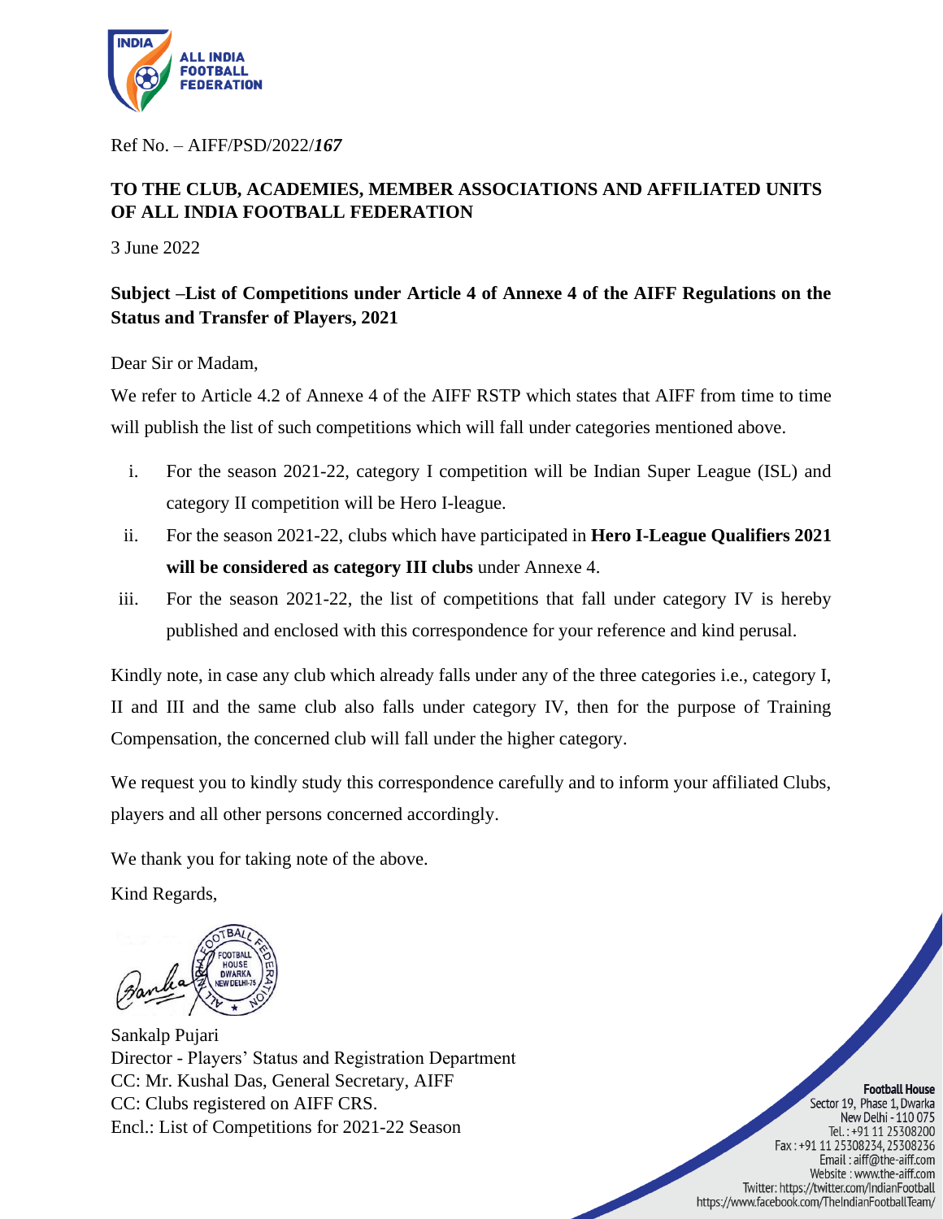Ref No. – AIFF/PSD/2022/***167***

**TO THE CLUB, ACADEMIES, MEMBER ASSOCIATIONS AND AFFILIATED UNITS OF ALL INDIA FOOTBALL FEDERATION**

3 June 2022

**Subject –List of Competitions under Article 4 of Annexe 4 of the AIFF Regulations on the Status and Transfer of Players, 2021**

Dear Sir or Madam,

We refer to Article 4.2 of Annexe 4 of the AIFF RSTP which states that AIFF from time to time will publish the list of such competitions which will fall under categories mentioned above.

i. For the season 2021-22, category I competition will be Indian Super League (ISL) and category II competition will be Hero I-league.

ii. For the season 2021-22, clubs which have participated in **Hero I-League Qualifiers 2021 will be considered as category III clubs** under Annexe 4.

iii. For the season 2021-22, the list of competitions that fall under category IV is hereby published and enclosed with this correspondence for your reference and kind perusal.

Kindly note, in case any club which already falls under any of the three categories i.e., category I, II and III and the same club also falls under category IV, then for the purpose of Training Compensation, the concerned club will fall under the higher category.

We request you to kindly study this correspondence carefully and to inform your affiliated Clubs, players and all other persons concerned accordingly.

We thank you for taking note of the above.

Kind Regards,

Sankalp Pujari
Director - Players' Status and Registration Department
CC: Mr. Kushal Das, General Secretary, AIFF
CC: Clubs registered on AIFF CRS.
Encl.: List of Competitions for 2021-22 Season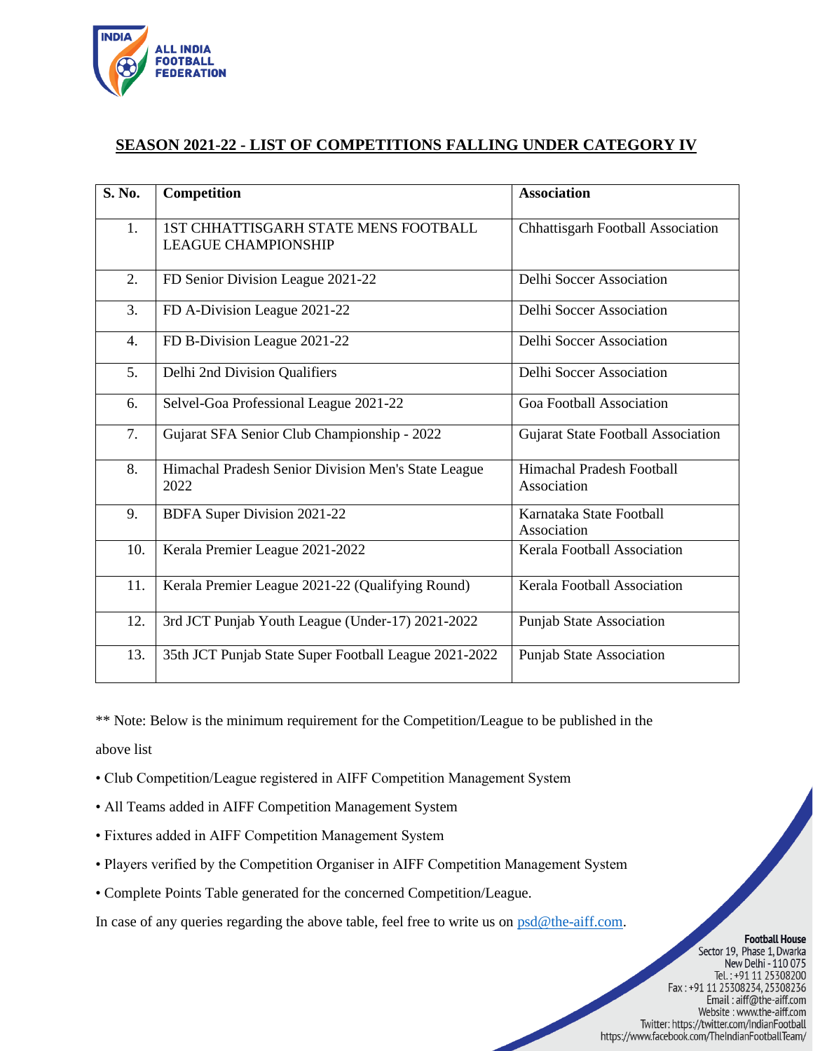## SEASON 2021-22 - LIST OF COMPETITIONS FALLING UNDER CATEGORY IV

| S. No. | Competition | Association |
|---|---|---|
| 1. | 1ST CHHATTISGARH STATE MENS FOOTBALL LEAGUE CHAMPIONSHIP | Chhattisgarh Football Association |
| 2. | FD Senior Division League 2021-22 | Delhi Soccer Association |
| 3. | FD A-Division League 2021-22 | Delhi Soccer Association |
| 4. | FD B-Division League 2021-22 | Delhi Soccer Association |
| 5. | Delhi 2nd Division Qualifiers | Delhi Soccer Association |
| 6. | Selvel-Goa Professional League 2021-22 | Goa Football Association |
| 7. | Gujarat SFA Senior Club Championship - 2022 | Gujarat State Football Association |
| 8. | Himachal Pradesh Senior Division Men's State League 2022 | Himachal Pradesh Football Association |
| 9. | BDFA Super Division 2021-22 | Karnataka State Football Association |
| 10. | Kerala Premier League 2021-2022 | Kerala Football Association |
| 11. | Kerala Premier League 2021-22 (Qualifying Round) | Kerala Football Association |
| 12. | 3rd JCT Punjab Youth League (Under-17) 2021-2022 | Punjab State Association |
| 13. | 35th JCT Punjab State Super Football League 2021-2022 | Punjab State Association |

** Note: Below is the minimum requirement for the Competition/League to be published in the above list

- Club Competition/League registered in AIFF Competition Management System
- All Teams added in AIFF Competition Management System
- Fixtures added in AIFF Competition Management System
- Players verified by the Competition Organiser in AIFF Competition Management System
- Complete Points Table generated for the concerned Competition/League.

In case of any queries regarding the above table, feel free to write us on psd@the-aiff.com.